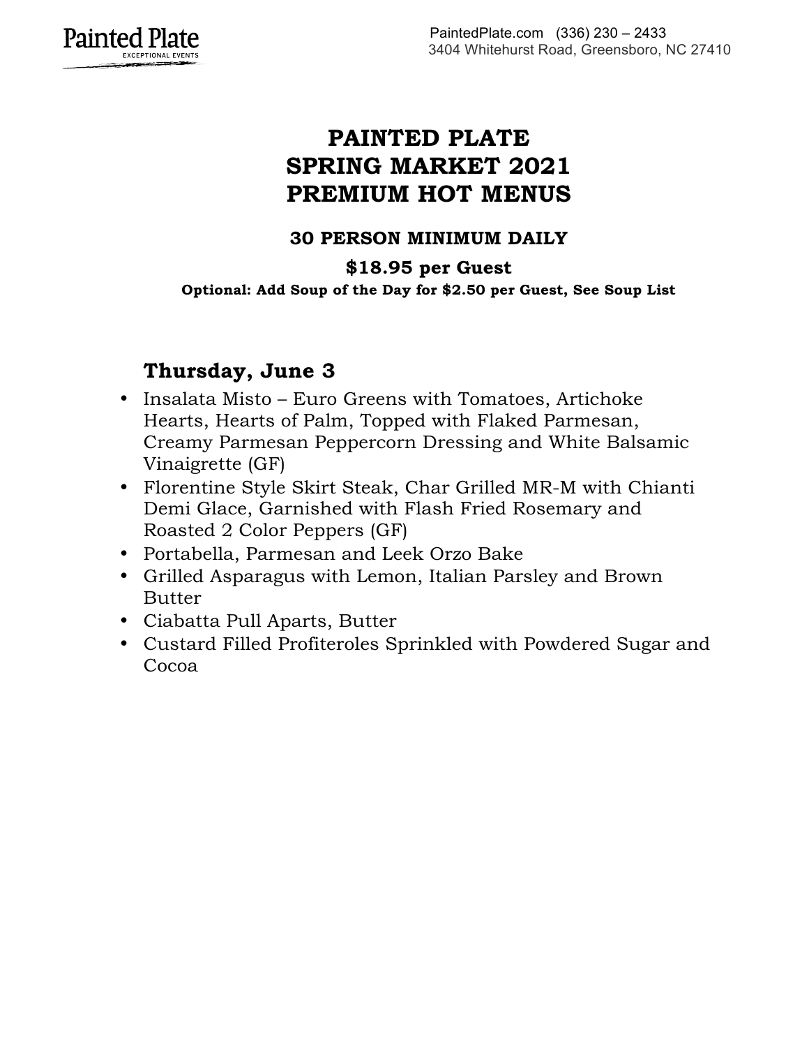Painted Plate
EXCEPTIONAL EVENTS

PaintedPlate.com (336) 230 – 2433
3404 Whitehurst Road, Greensboro, NC 27410

# PAINTED PLATE
# SPRING MARKET 2021
# PREMIUM HOT MENUS

**30 PERSON MINIMUM DAILY**

**$18.95 per Guest**

**Optional: Add Soup of the Day for $2.50 per Guest, See Soup List**

## Thursday, June 3

- Insalata Misto – Euro Greens with Tomatoes, Artichoke Hearts, Hearts of Palm, Topped with Flaked Parmesan, Creamy Parmesan Peppercorn Dressing and White Balsamic Vinaigrette (GF)
- Florentine Style Skirt Steak, Char Grilled MR-M with Chianti Demi Glace, Garnished with Flash Fried Rosemary and Roasted 2 Color Peppers (GF)
- Portabella, Parmesan and Leek Orzo Bake
- Grilled Asparagus with Lemon, Italian Parsley and Brown Butter
- Ciabatta Pull Aparts, Butter
- Custard Filled Profiteroles Sprinkled with Powdered Sugar and Cocoa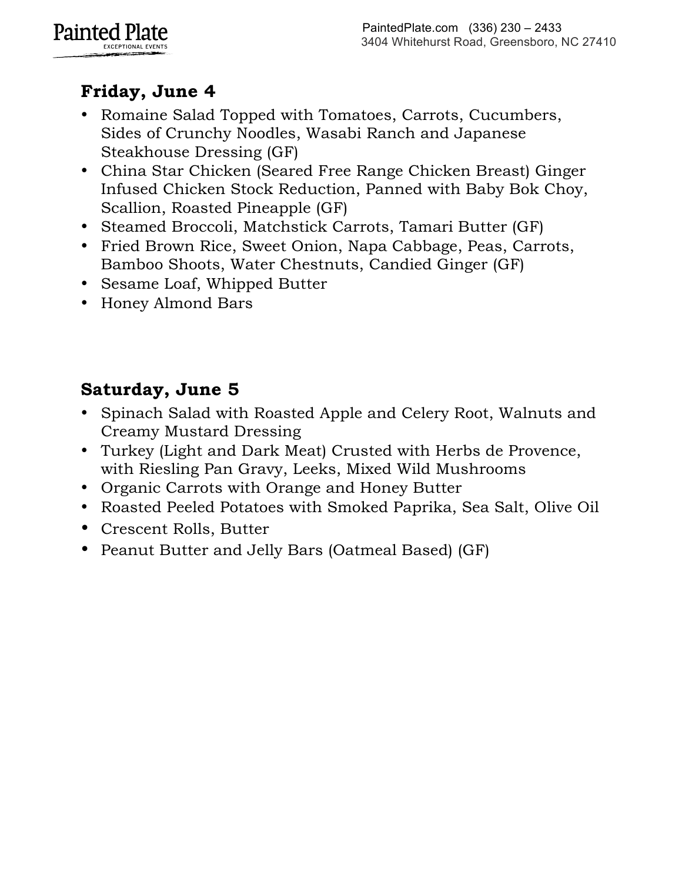## Friday, June 4

- Romaine Salad Topped with Tomatoes, Carrots, Cucumbers, Sides of Crunchy Noodles, Wasabi Ranch and Japanese Steakhouse Dressing (GF)
- China Star Chicken (Seared Free Range Chicken Breast) Ginger Infused Chicken Stock Reduction, Panned with Baby Bok Choy, Scallion, Roasted Pineapple (GF)
- Steamed Broccoli, Matchstick Carrots, Tamari Butter (GF)
- Fried Brown Rice, Sweet Onion, Napa Cabbage, Peas, Carrots, Bamboo Shoots, Water Chestnuts, Candied Ginger (GF)
- Sesame Loaf, Whipped Butter
- Honey Almond Bars

## Saturday, June 5

- Spinach Salad with Roasted Apple and Celery Root, Walnuts and Creamy Mustard Dressing
- Turkey (Light and Dark Meat) Crusted with Herbs de Provence, with Riesling Pan Gravy, Leeks, Mixed Wild Mushrooms
- Organic Carrots with Orange and Honey Butter
- Roasted Peeled Potatoes with Smoked Paprika, Sea Salt, Olive Oil
- Crescent Rolls, Butter
- Peanut Butter and Jelly Bars (Oatmeal Based) (GF)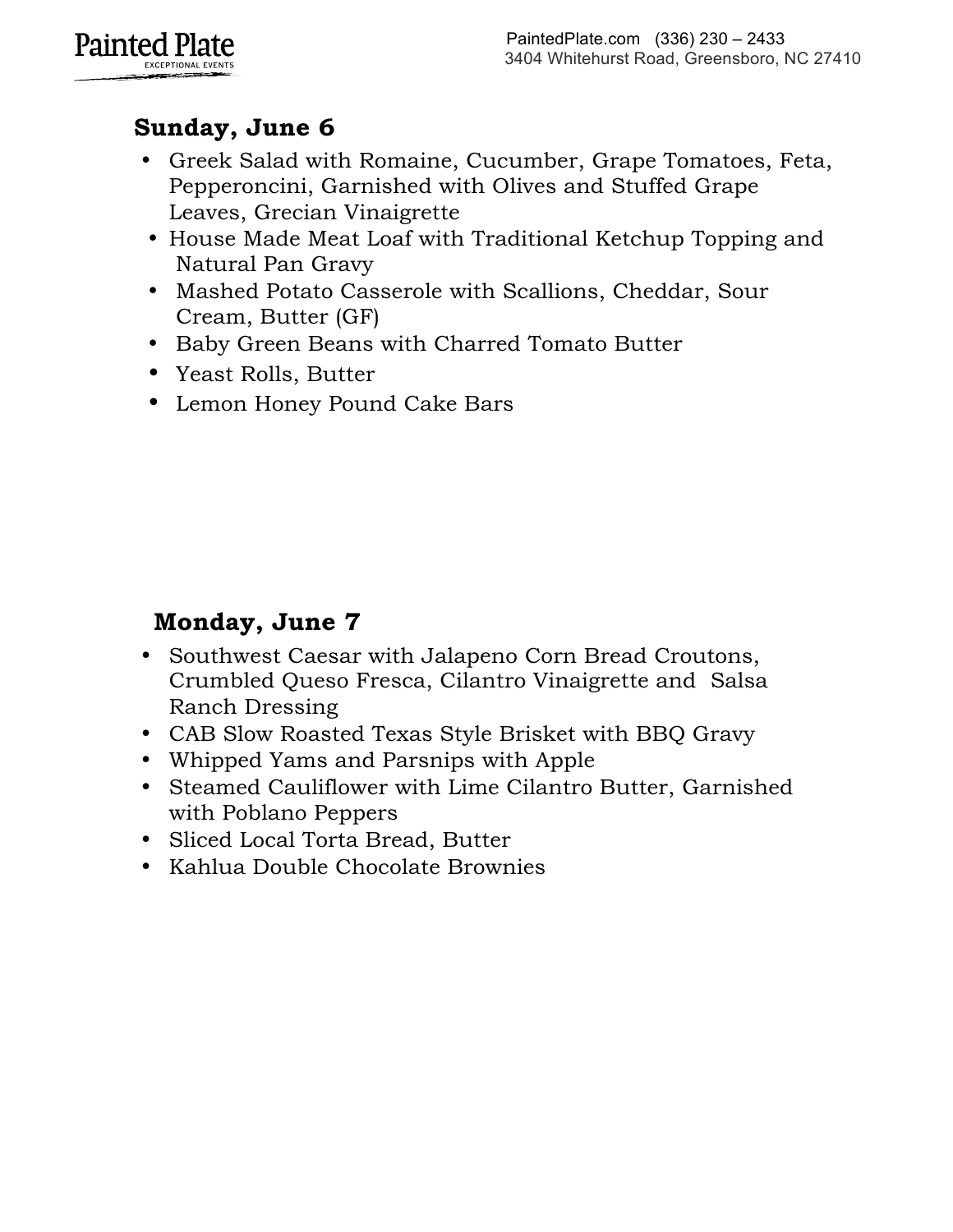## Sunday, June 6

- Greek Salad with Romaine, Cucumber, Grape Tomatoes, Feta, Pepperoncini, Garnished with Olives and Stuffed Grape Leaves, Grecian Vinaigrette
- House Made Meat Loaf with Traditional Ketchup Topping and Natural Pan Gravy
- Mashed Potato Casserole with Scallions, Cheddar, Sour Cream, Butter (GF)
- Baby Green Beans with Charred Tomato Butter
- Yeast Rolls, Butter
- Lemon Honey Pound Cake Bars

## Monday, June 7

- Southwest Caesar with Jalapeno Corn Bread Croutons, Crumbled Queso Fresca, Cilantro Vinaigrette and Salsa Ranch Dressing
- CAB Slow Roasted Texas Style Brisket with BBQ Gravy
- Whipped Yams and Parsnips with Apple
- Steamed Cauliflower with Lime Cilantro Butter, Garnished with Poblano Peppers
- Sliced Local Torta Bread, Butter
- Kahlua Double Chocolate Brownies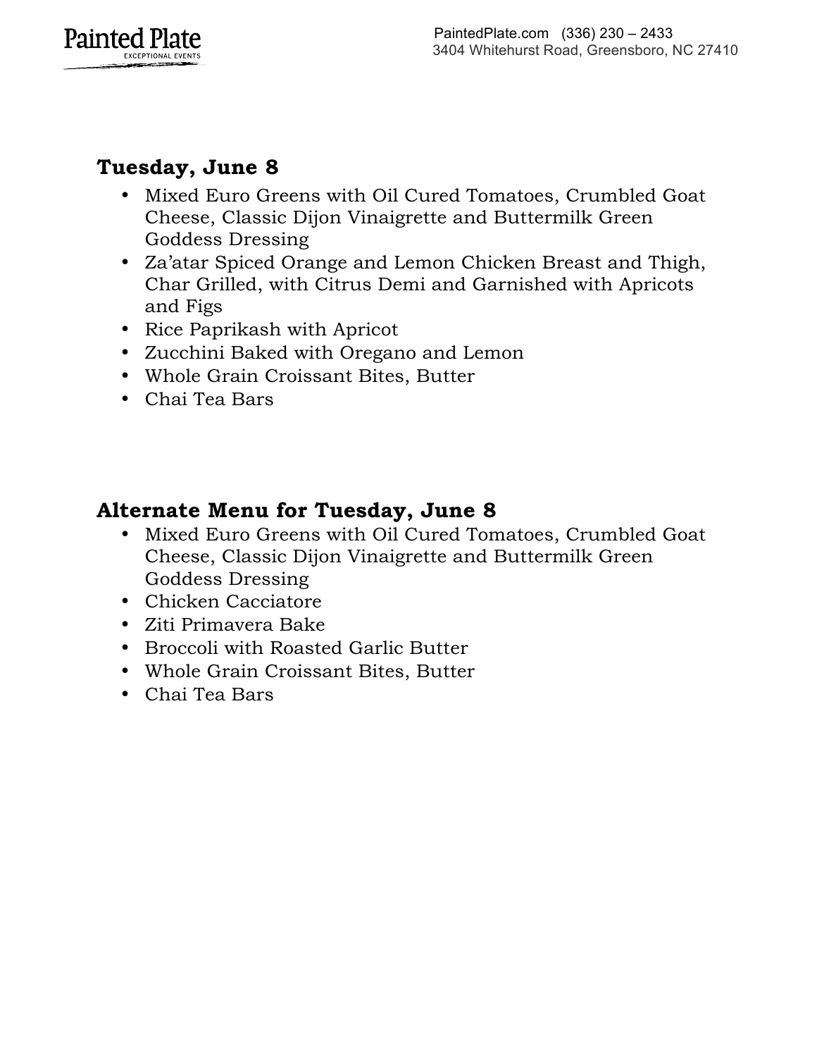## Tuesday, June 8

- Mixed Euro Greens with Oil Cured Tomatoes, Crumbled Goat Cheese, Classic Dijon Vinaigrette and Buttermilk Green Goddess Dressing
- Za'atar Spiced Orange and Lemon Chicken Breast and Thigh, Char Grilled, with Citrus Demi and Garnished with Apricots and Figs
- Rice Paprikash with Apricot
- Zucchini Baked with Oregano and Lemon
- Whole Grain Croissant Bites, Butter
- Chai Tea Bars

## Alternate Menu for Tuesday, June 8

- Mixed Euro Greens with Oil Cured Tomatoes, Crumbled Goat Cheese, Classic Dijon Vinaigrette and Buttermilk Green Goddess Dressing
- Chicken Cacciatore
- Ziti Primavera Bake
- Broccoli with Roasted Garlic Butter
- Whole Grain Croissant Bites, Butter
- Chai Tea Bars